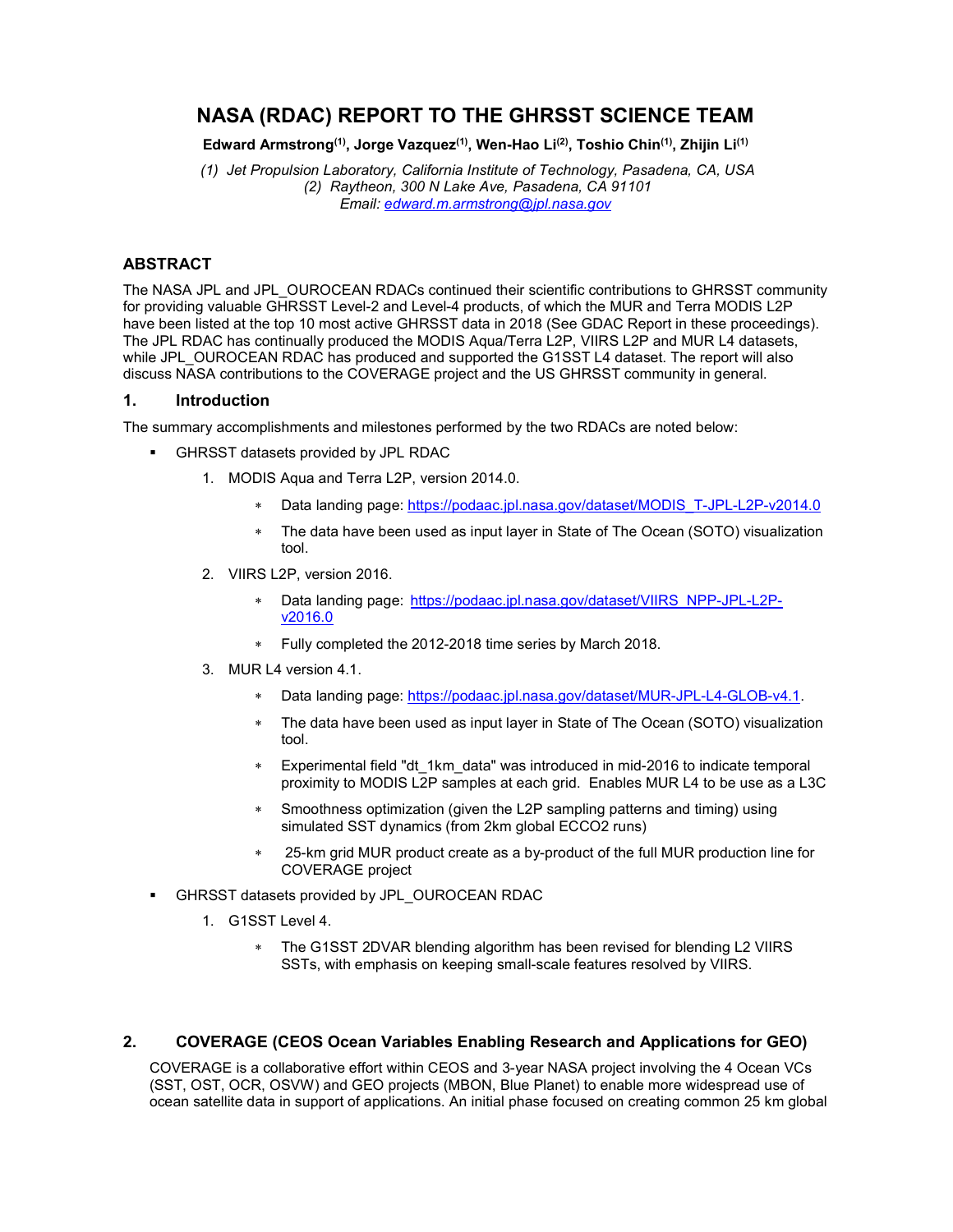# NASA (RDAC) REPORT TO THE GHRSST SCIENCE TEAM

**Edward Armstrong[(1)], Jorge Vazquez[(1)], Wen-Hao Li[(2)], Toshio Chin[(1)], Zhijin Li[(1)]**

*(1) Jet Propulsion Laboratory, California Institute of Technology, Pasadena, CA, USA*
*(2) Raytheon, 300 N Lake Ave, Pasadena, CA 91101*
*Email: edward.m.armstrong@jpl.nasa.gov*

## ABSTRACT

The NASA JPL and JPL_OUROCEAN RDACs continued their scientific contributions to GHRSST community for providing valuable GHRSST Level-2 and Level-4 products, of which the MUR and Terra MODIS L2P have been listed at the top 10 most active GHRSST data in 2018 (See GDAC Report in these proceedings). The JPL RDAC has continually produced the MODIS Aqua/Terra L2P, VIIRS L2P and MUR L4 datasets, while JPL_OUROCEAN RDAC has produced and supported the G1SST L4 dataset. The report will also discuss NASA contributions to the COVERAGE project and the US GHRSST community in general.

## 1. Introduction

The summary accomplishments and milestones performed by the two RDACs are noted below:

- GHRSST datasets provided by JPL RDAC
  1. MODIS Aqua and Terra L2P, version 2014.0.
     - Data landing page: https://podaac.jpl.nasa.gov/dataset/MODIS_T-JPL-L2P-v2014.0
     - The data have been used as input layer in State of The Ocean (SOTO) visualization tool.
  2. VIIRS L2P, version 2016.
     - Data landing page: https://podaac.jpl.nasa.gov/dataset/VIIRS_NPP-JPL-L2P-v2016.0
     - Fully completed the 2012-2018 time series by March 2018.
  3. MUR L4 version 4.1.
     - Data landing page: https://podaac.jpl.nasa.gov/dataset/MUR-JPL-L4-GLOB-v4.1.
     - The data have been used as input layer in State of The Ocean (SOTO) visualization tool.
     - Experimental field "dt_1km_data" was introduced in mid-2016 to indicate temporal proximity to MODIS L2P samples at each grid. Enables MUR L4 to be use as a L3C
     - Smoothness optimization (given the L2P sampling patterns and timing) using simulated SST dynamics (from 2km global ECCO2 runs)
     - 25-km grid MUR product create as a by-product of the full MUR production line for COVERAGE project
- GHRSST datasets provided by JPL_OUROCEAN RDAC
  1. G1SST Level 4.
     - The G1SST 2DVAR blending algorithm has been revised for blending L2 VIIRS SSTs, with emphasis on keeping small-scale features resolved by VIIRS.

## 2. COVERAGE (CEOS Ocean Variables Enabling Research and Applications for GEO)

COVERAGE is a collaborative effort within CEOS and 3-year NASA project involving the 4 Ocean VCs (SST, OST, OCR, OSVW) and GEO projects (MBON, Blue Planet) to enable more widespread use of ocean satellite data in support of applications. An initial phase focused on creating common 25 km global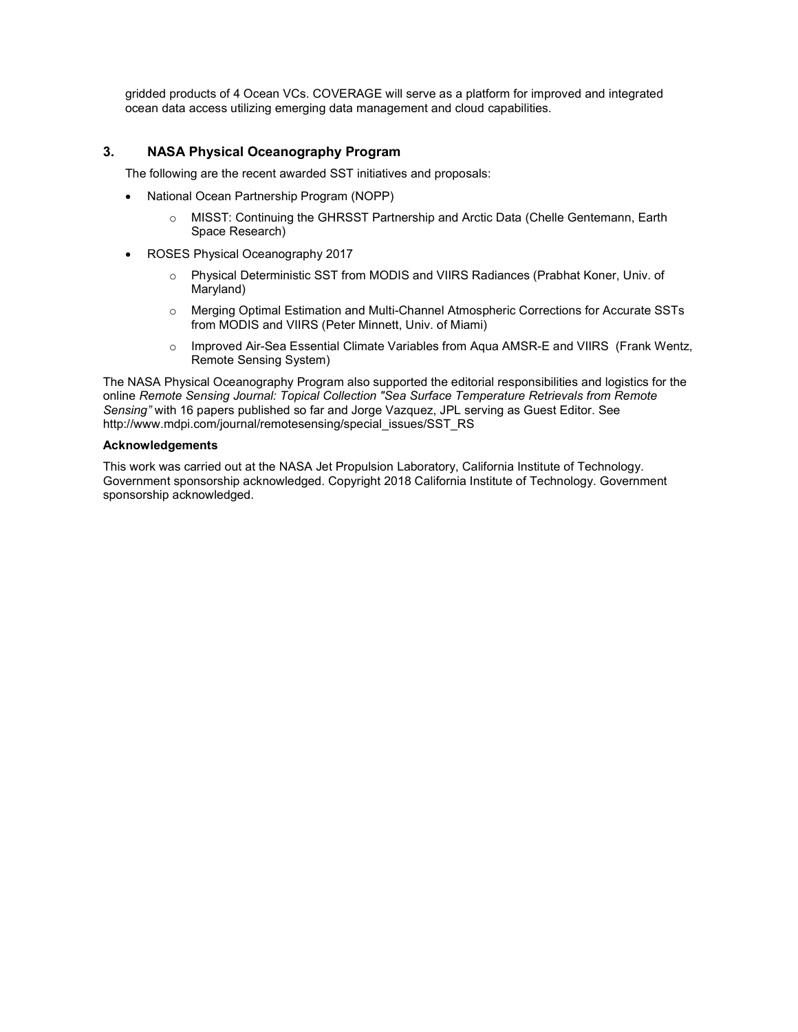gridded products of 4 Ocean VCs. COVERAGE will serve as a platform for improved and integrated ocean data access utilizing emerging data management and cloud capabilities.

## 3. NASA Physical Oceanography Program

The following are the recent awarded SST initiatives and proposals:

- National Ocean Partnership Program (NOPP)
    - MISST: Continuing the GHRSST Partnership and Arctic Data (Chelle Gentemann, Earth Space Research)
- ROSES Physical Oceanography 2017
    - Physical Deterministic SST from MODIS and VIIRS Radiances (Prabhat Koner, Univ. of Maryland)
    - Merging Optimal Estimation and Multi-Channel Atmospheric Corrections for Accurate SSTs from MODIS and VIIRS (Peter Minnett, Univ. of Miami)
    - Improved Air-Sea Essential Climate Variables from Aqua AMSR-E and VIIRS (Frank Wentz, Remote Sensing System)

The NASA Physical Oceanography Program also supported the editorial responsibilities and logistics for the online *Remote Sensing Journal: Topical Collection "Sea Surface Temperature Retrievals from Remote Sensing"* with 16 papers published so far and Jorge Vazquez, JPL serving as Guest Editor. See http://www.mdpi.com/journal/remotesensing/special_issues/SST_RS

**Acknowledgements**

This work was carried out at the NASA Jet Propulsion Laboratory, California Institute of Technology. Government sponsorship acknowledged. Copyright 2018 California Institute of Technology. Government sponsorship acknowledged.